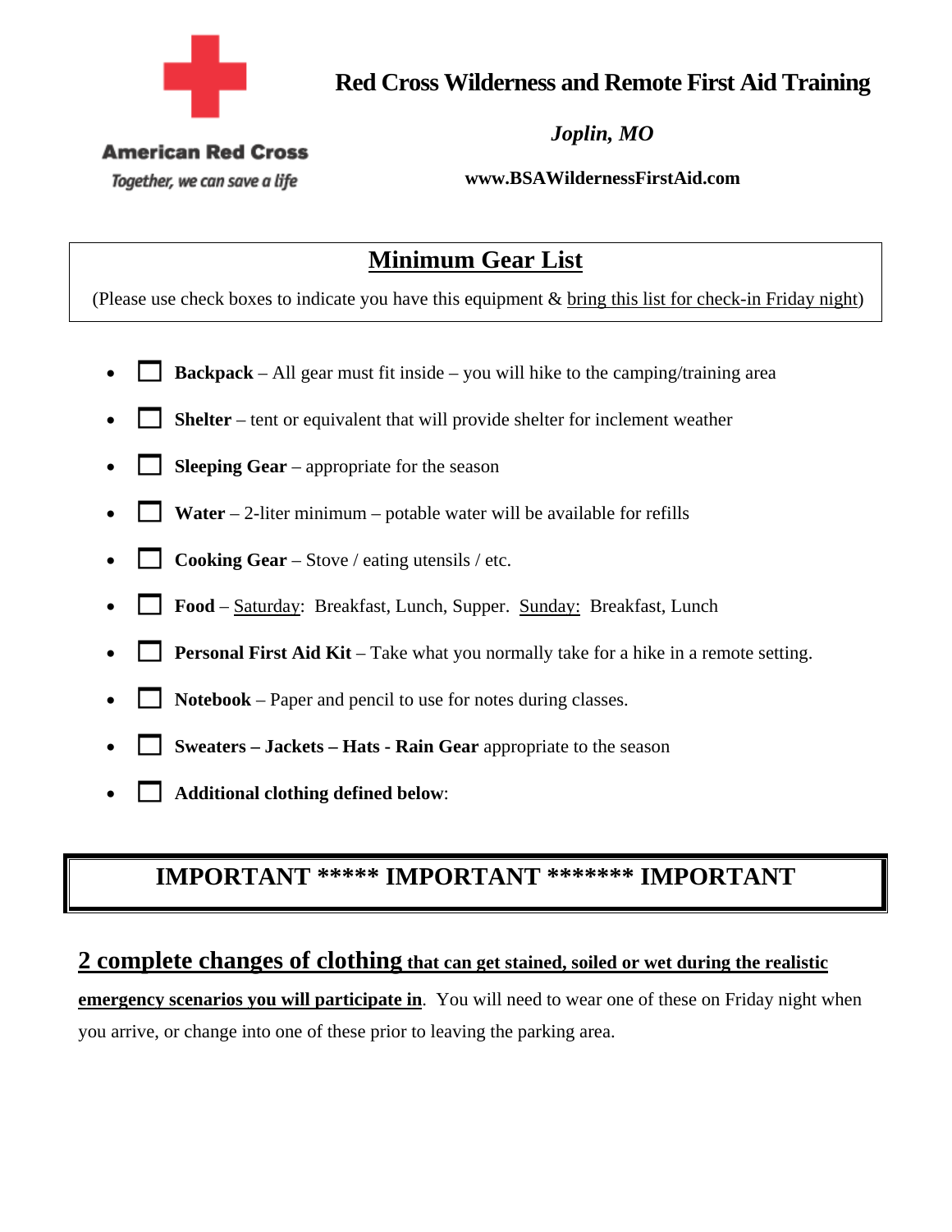American Red Cross

*Together, we can save a life*

# Red Cross Wilderness and Remote First Aid Training

***Joplin, MO***

**www.BSAWildernessFirstAid.com**

## Minimum Gear List

(Please use check boxes to indicate you have this equipment & bring this list for check-in Friday night)

- ☐ **Backpack** – All gear must fit inside – you will hike to the camping/training area
- ☐ **Shelter** – tent or equivalent that will provide shelter for inclement weather
- ☐ **Sleeping Gear** – appropriate for the season
- ☐ **Water** – 2-liter minimum – potable water will be available for refills
- ☐ **Cooking Gear** – Stove / eating utensils / etc.
- ☐ **Food** – Saturday: Breakfast, Lunch, Supper. Sunday: Breakfast, Lunch
- ☐ **Personal First Aid Kit** – Take what you normally take for a hike in a remote setting.
- ☐ **Notebook** – Paper and pencil to use for notes during classes.
- ☐ **Sweaters – Jackets – Hats - Rain Gear** appropriate to the season
- ☐ **Additional clothing defined below**:

## IMPORTANT ***** IMPORTANT ******* IMPORTANT

**2 complete changes of clothing that can get stained, soiled or wet during the realistic emergency scenarios you will participate in**. You will need to wear one of these on Friday night when you arrive, or change into one of these prior to leaving the parking area.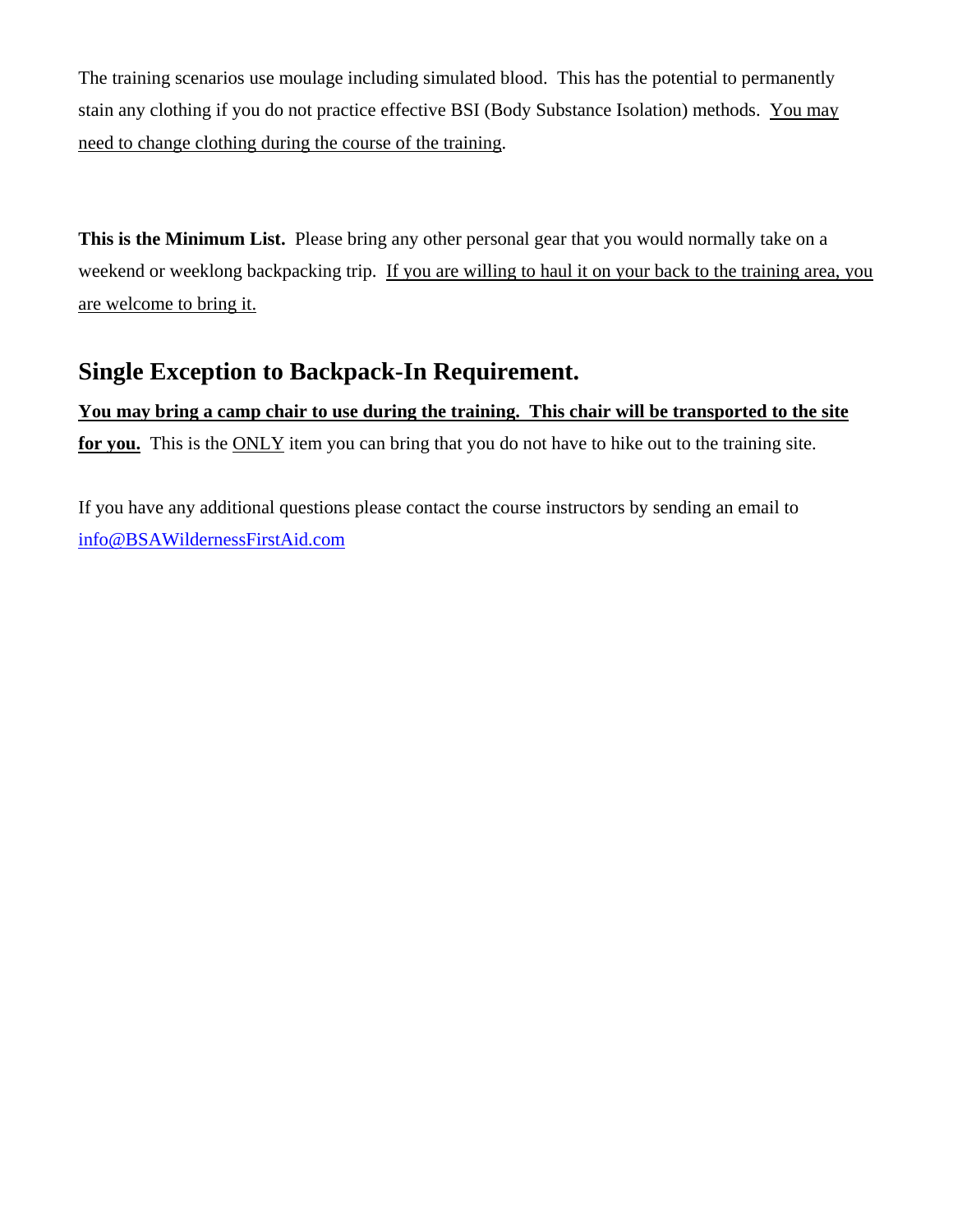The training scenarios use moulage including simulated blood. This has the potential to permanently stain any clothing if you do not practice effective BSI (Body Substance Isolation) methods. You may need to change clothing during the course of the training.

**This is the Minimum List.** Please bring any other personal gear that you would normally take on a weekend or weeklong backpacking trip. If you are willing to haul it on your back to the training area, you are welcome to bring it.

## Single Exception to Backpack-In Requirement.

**You may bring a camp chair to use during the training. This chair will be transported to the site for you.** This is the ONLY item you can bring that you do not have to hike out to the training site.

If you have any additional questions please contact the course instructors by sending an email to info@BSAWildernessFirstAid.com